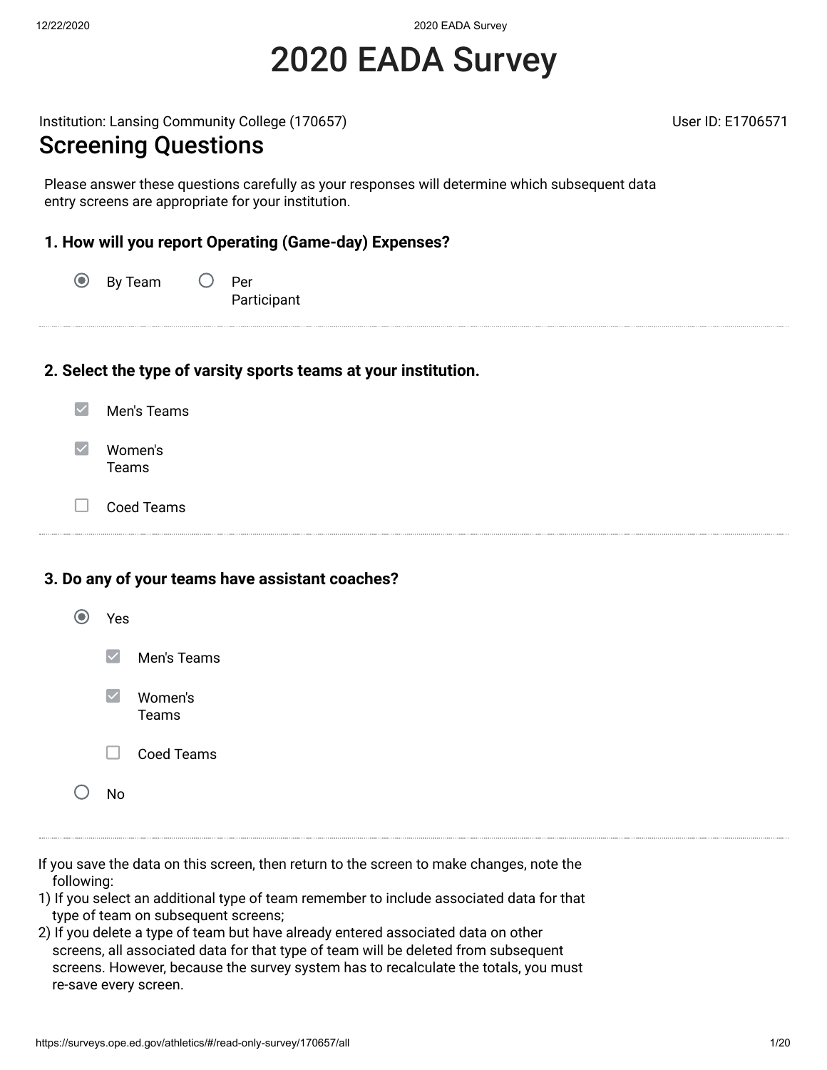# 2020 EADA Survey

Institution: Lansing Community College (170657)

User ID: E1706571

## Screening Questions

Please answer these questions carefully as your responses will determine which subsequent data entry screens are appropriate for your institution.

### 1. How will you report Operating (Game-day) Expenses?

- (●) By Team
- ( ) Per Participant

---

### 2. Select the type of varsity sports teams at your institution.

- [x] Men's Teams
- [x] Women's Teams
- [ ] Coed Teams

---

### 3. Do any of your teams have assistant coaches?

- (●) Yes
  - [x] Men's Teams
  - [x] Women's Teams
  - [ ] Coed Teams
- ( ) No

---

If you save the data on this screen, then return to the screen to make changes, note the following:

1) If you select an additional type of team remember to include associated data for that type of team on subsequent screens;
2) If you delete a type of team but have already entered associated data on other screens, all associated data for that type of team will be deleted from subsequent screens. However, because the survey system has to recalculate the totals, you must re-save every screen.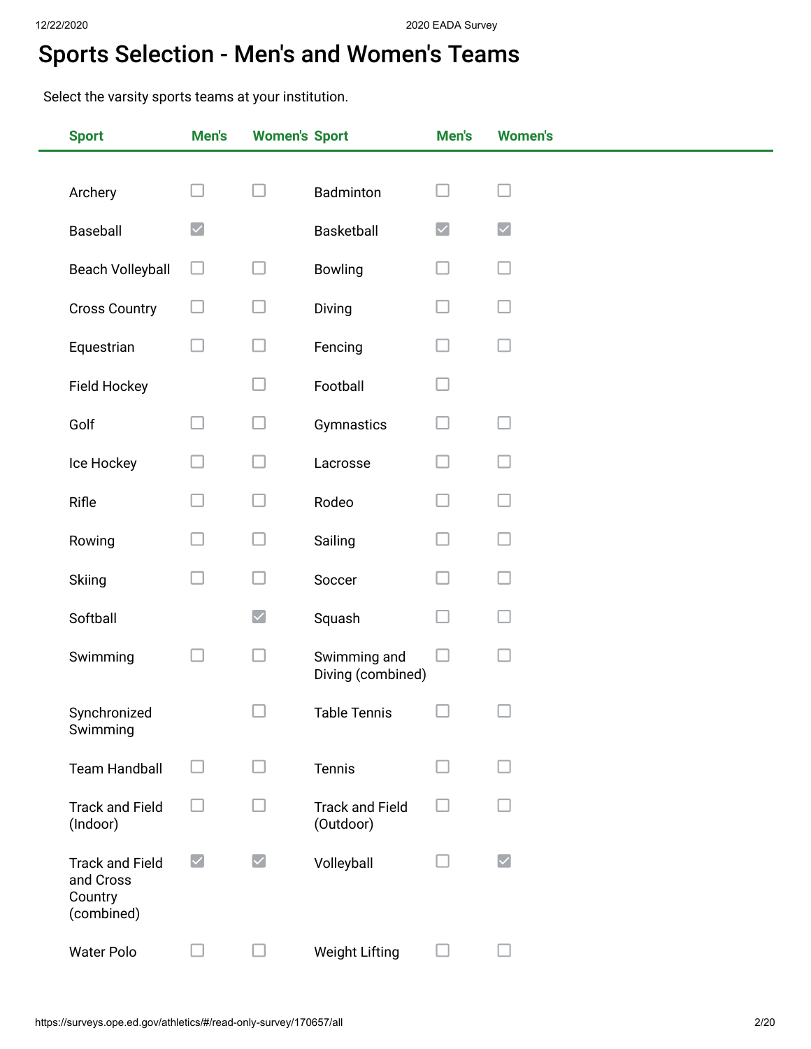# Sports Selection - Men's and Women's Teams

Select the varsity sports teams at your institution.

| Sport | Men's | Women's | Sport | Men's | Women's |
|---|---|---|---|---|---|
| Archery | ☐ | ☐ | Badminton | ☐ | ☐ |
| Baseball | ☑ | | Basketball | ☑ | ☑ |
| Beach Volleyball | ☐ | ☐ | Bowling | ☐ | ☐ |
| Cross Country | ☐ | ☐ | Diving | ☐ | ☐ |
| Equestrian | ☐ | ☐ | Fencing | ☐ | ☐ |
| Field Hockey | | ☐ | Football | ☐ | |
| Golf | ☐ | ☐ | Gymnastics | ☐ | ☐ |
| Ice Hockey | ☐ | ☐ | Lacrosse | ☐ | ☐ |
| Rifle | ☐ | ☐ | Rodeo | ☐ | ☐ |
| Rowing | ☐ | ☐ | Sailing | ☐ | ☐ |
| Skiing | ☐ | ☐ | Soccer | ☐ | ☐ |
| Softball | | ☑ | Squash | ☐ | ☐ |
| Swimming | ☐ | ☐ | Swimming and Diving (combined) | ☐ | ☐ |
| Synchronized Swimming | | ☐ | Table Tennis | ☐ | ☐ |
| Team Handball | ☐ | ☐ | Tennis | ☐ | ☐ |
| Track and Field (Indoor) | ☐ | ☐ | Track and Field (Outdoor) | ☐ | ☐ |
| Track and Field and Cross Country (combined) | ☑ | ☑ | Volleyball | ☐ | ☑ |
| Water Polo | ☐ | ☐ | Weight Lifting | ☐ | ☐ |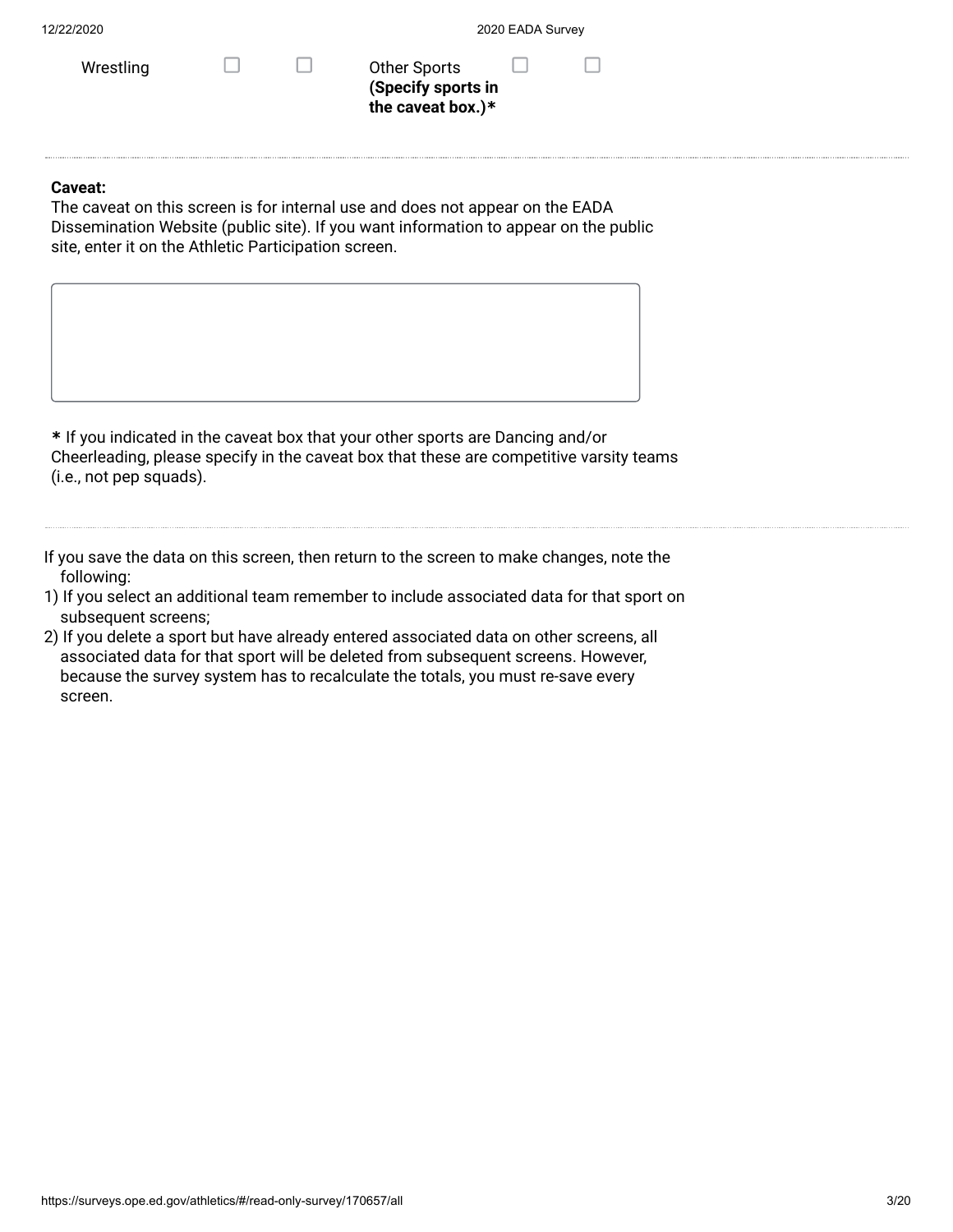| | | | | | |
|---|---|---|---|---|---|
| Wrestling | ☐ | ☐ | Other Sports **(Specify sports in the caveat box.)*** | ☐ | ☐ |

---

**Caveat:**
The caveat on this screen is for internal use and does not appear on the EADA Dissemination Website (public site). If you want information to appear on the public site, enter it on the Athletic Participation screen.

**\*** If you indicated in the caveat box that your other sports are Dancing and/or Cheerleading, please specify in the caveat box that these are competitive varsity teams (i.e., not pep squads).

---

If you save the data on this screen, then return to the screen to make changes, note the following:

1) If you select an additional team remember to include associated data for that sport on subsequent screens;
2) If you delete a sport but have already entered associated data on other screens, all associated data for that sport will be deleted from subsequent screens. However, because the survey system has to recalculate the totals, you must re-save every screen.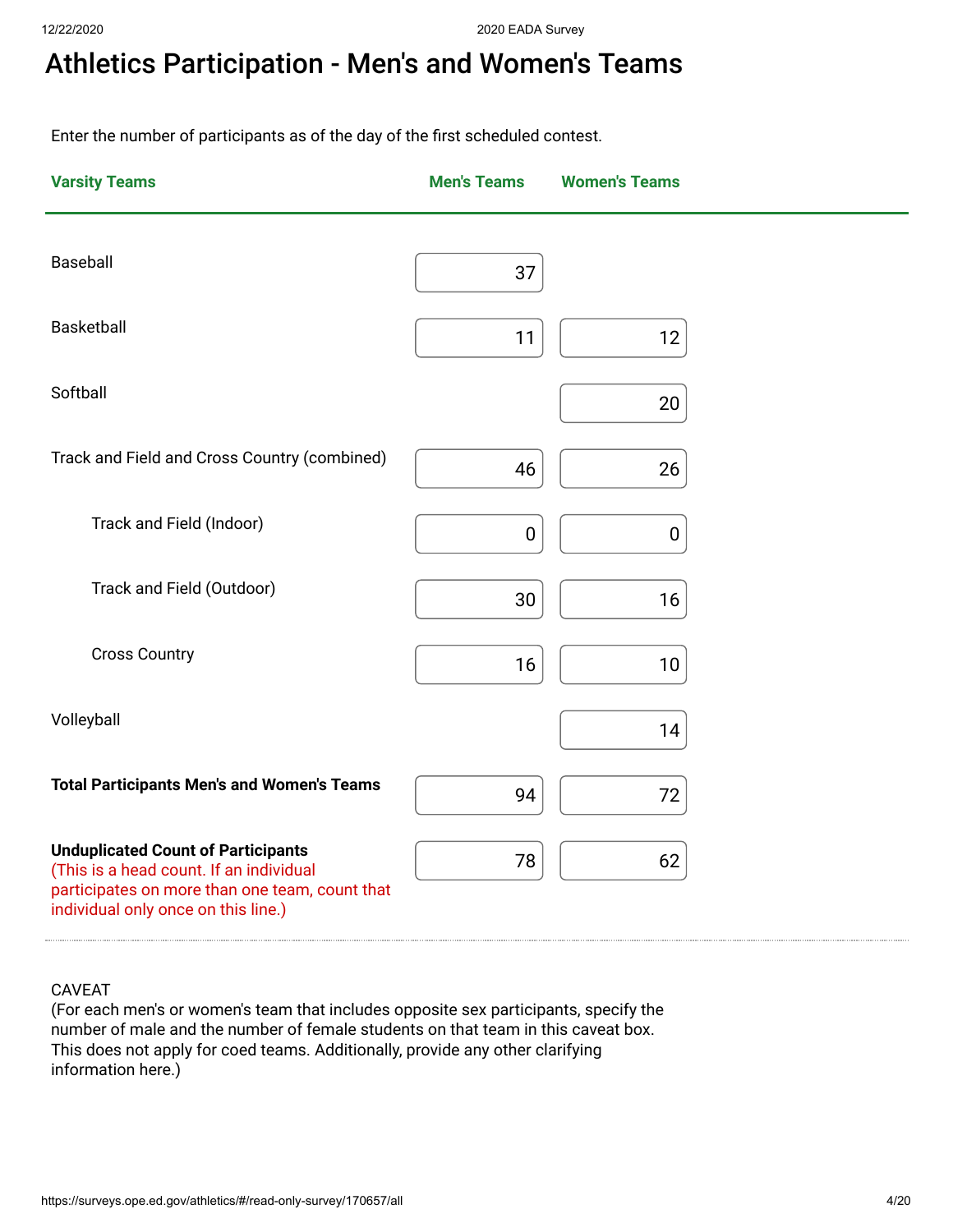# Athletics Participation - Men's and Women's Teams

Enter the number of participants as of the day of the first scheduled contest.

| Varsity Teams | Men's Teams | Women's Teams |
|---|---|---|
| Baseball | 37 | |
| Basketball | 11 | 12 |
| Softball | | 20 |
| Track and Field and Cross Country (combined) | 46 | 26 |
| Track and Field (Indoor) | 0 | 0 |
| Track and Field (Outdoor) | 30 | 16 |
| Cross Country | 16 | 10 |
| Volleyball | | 14 |
| **Total Participants Men's and Women's Teams** | 94 | 72 |
| **Unduplicated Count of Participants** (This is a head count. If an individual participates on more than one team, count that individual only once on this line.) | 78 | 62 |

CAVEAT
(For each men's or women's team that includes opposite sex participants, specify the number of male and the number of female students on that team in this caveat box. This does not apply for coed teams. Additionally, provide any other clarifying information here.)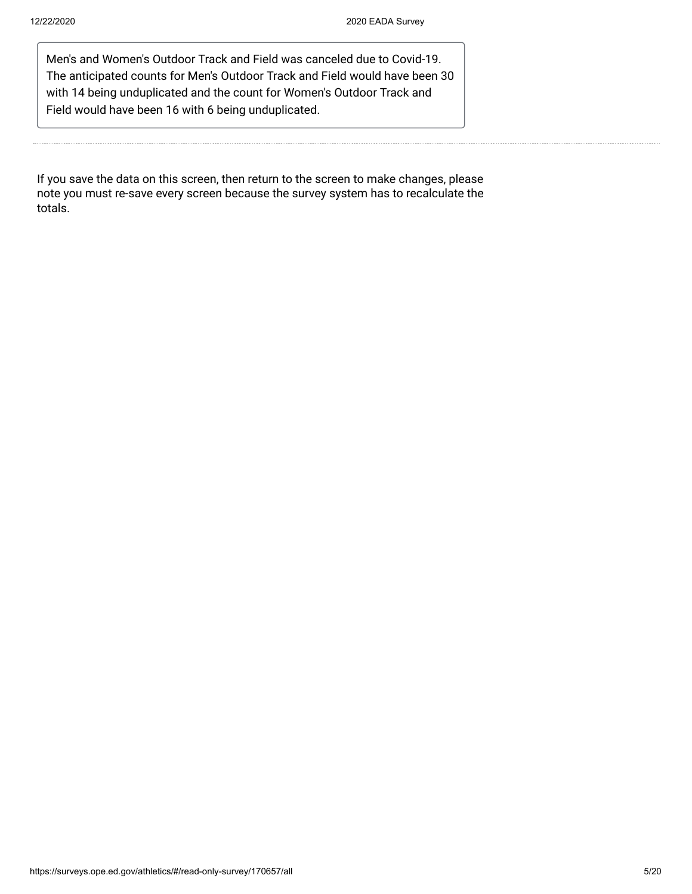Men's and Women's Outdoor Track and Field was canceled due to Covid-19. The anticipated counts for Men's Outdoor Track and Field would have been 30 with 14 being unduplicated and the count for Women's Outdoor Track and Field would have been 16 with 6 being unduplicated.

---

If you save the data on this screen, then return to the screen to make changes, please note you must re-save every screen because the survey system has to recalculate the totals.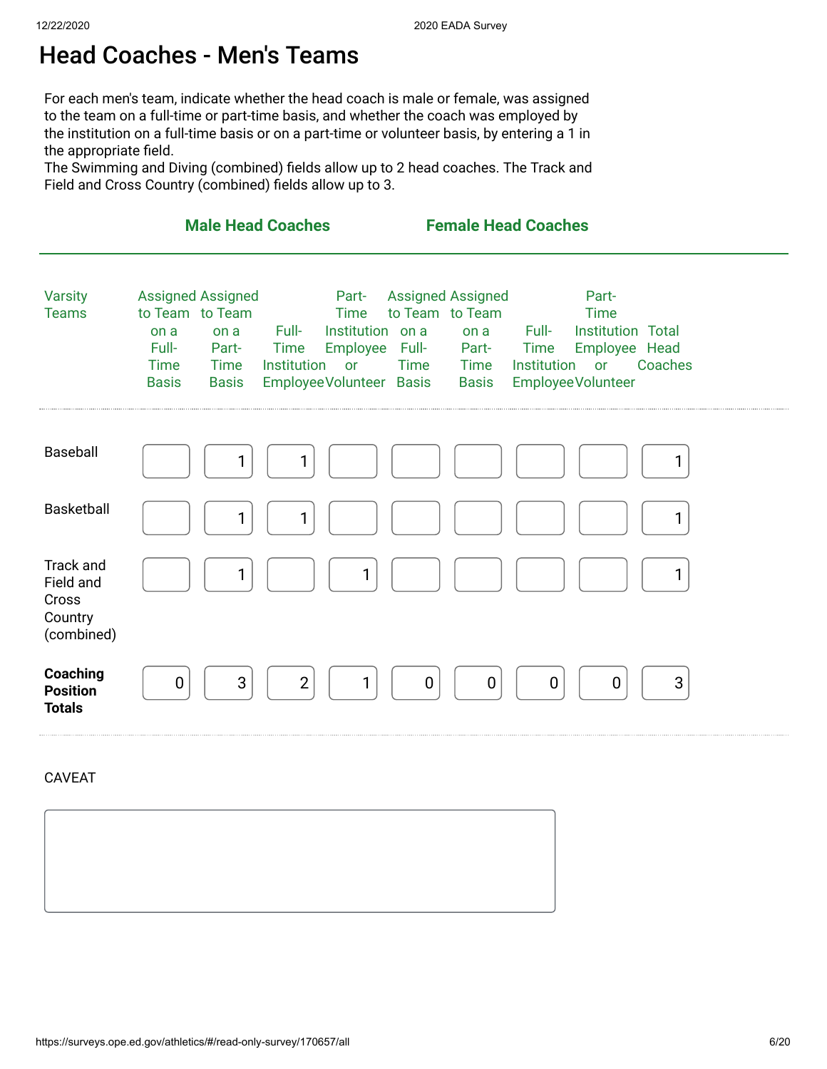# Head Coaches - Men's Teams

For each men's team, indicate whether the head coach is male or female, was assigned to the team on a full-time or part-time basis, and whether the coach was employed by the institution on a full-time basis or on a part-time or volunteer basis, by entering a 1 in the appropriate field.
The Swimming and Diving (combined) fields allow up to 2 head coaches. The Track and Field and Cross Country (combined) fields allow up to 3.

| | Male Head Coaches | | | | Female Head Coaches | | | | |
|---|---|---|---|---|---|---|---|---|---|
| Varsity Teams | Assigned to Team on a Full-Time Basis | Assigned to Team on a Part-Time Basis | Full-Time Institution Employee | Part-Time Institution Employee or Volunteer | Assigned to Team on a Full-Time Basis | Assigned to Team on a Part-Time Basis | Full-Time Institution Employee | Part-Time Institution Employee or Volunteer | Total Head Coaches |
| Baseball | | 1 | 1 | | | | | | 1 |
| Basketball | | 1 | 1 | | | | | | 1 |
| Track and Field and Cross Country (combined) | | 1 | | 1 | | | | | 1 |
| **Coaching Position Totals** | 0 | 3 | 2 | 1 | 0 | 0 | 0 | 0 | 3 |

CAVEAT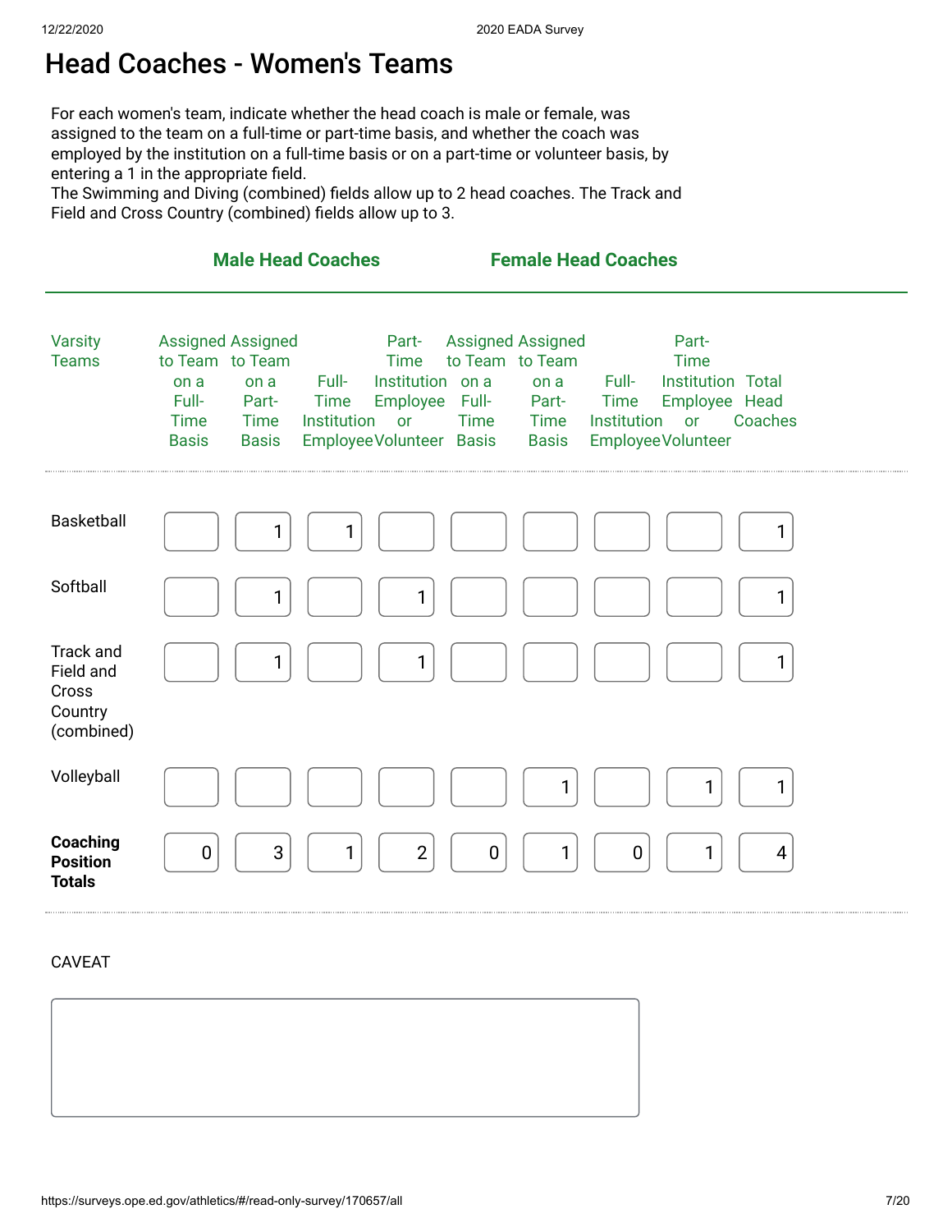# Head Coaches - Women's Teams

For each women's team, indicate whether the head coach is male or female, was assigned to the team on a full-time or part-time basis, and whether the coach was employed by the institution on a full-time basis or on a part-time or volunteer basis, by entering a 1 in the appropriate field.
The Swimming and Diving (combined) fields allow up to 2 head coaches. The Track and Field and Cross Country (combined) fields allow up to 3.

| | Male Head Coaches | | | | Female Head Coaches | | | | |
|---|---|---|---|---|---|---|---|---|---|
| Varsity Teams | Assigned to Team on a Full-Time Basis | Assigned to Team on a Part-Time Basis | Full-Time Institution Employee | Part-Time Institution Employee or Volunteer | Assigned to Team on a Full-Time Basis | Assigned to Team on a Part-Time Basis | Full-Time Institution Employee | Part-Time Institution Employee or Volunteer | Total Head Coaches |
| Basketball | | 1 | 1 | | | | | | 1 |
| Softball | | 1 | | 1 | | | | | 1 |
| Track and Field and Cross Country (combined) | | 1 | | 1 | | | | | 1 |
| Volleyball | | | | | | 1 | | 1 | 1 |
| **Coaching Position Totals** | 0 | 3 | 1 | 2 | 0 | 1 | 0 | 1 | 4 |

CAVEAT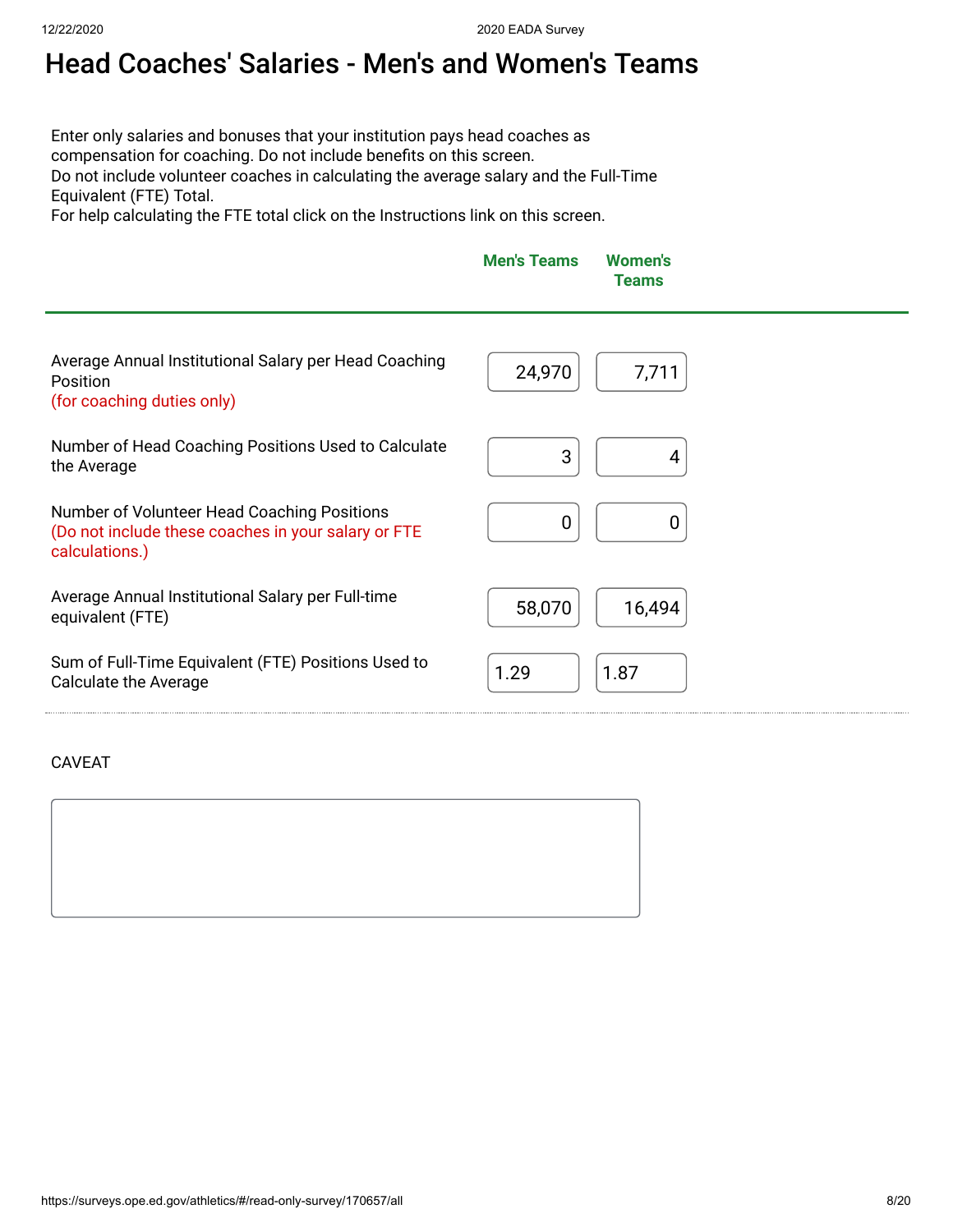# Head Coaches' Salaries - Men's and Women's Teams

Enter only salaries and bonuses that your institution pays head coaches as compensation for coaching. Do not include benefits on this screen.
Do not include volunteer coaches in calculating the average salary and the Full-Time Equivalent (FTE) Total.
For help calculating the FTE total click on the Instructions link on this screen.

| | Men's Teams | Women's Teams |
|---|---|---|
| Average Annual Institutional Salary per Head Coaching Position (for coaching duties only) | 24,970 | 7,711 |
| Number of Head Coaching Positions Used to Calculate the Average | 3 | 4 |
| Number of Volunteer Head Coaching Positions (Do not include these coaches in your salary or FTE calculations.) | 0 | 0 |
| Average Annual Institutional Salary per Full-time equivalent (FTE) | 58,070 | 16,494 |
| Sum of Full-Time Equivalent (FTE) Positions Used to Calculate the Average | 1.29 | 1.87 |

CAVEAT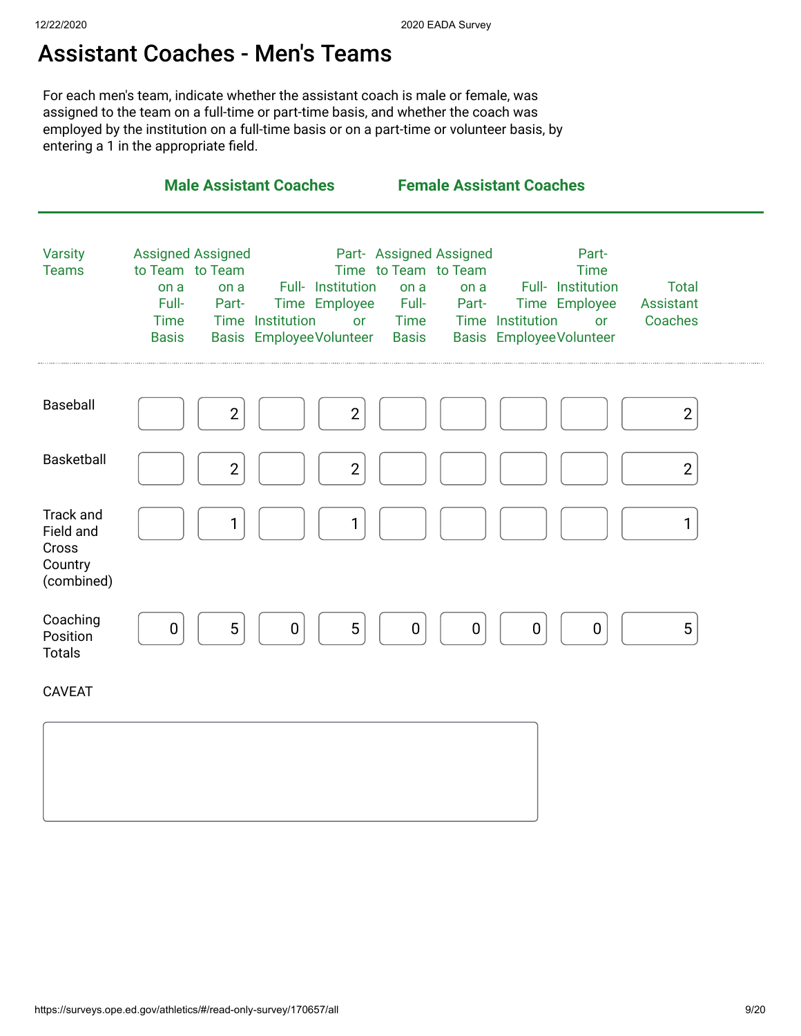# Assistant Coaches - Men's Teams

For each men's team, indicate whether the assistant coach is male or female, was assigned to the team on a full-time or part-time basis, and whether the coach was employed by the institution on a full-time basis or on a part-time or volunteer basis, by entering a 1 in the appropriate field.

| | Male Assistant Coaches | | | | Female Assistant Coaches | | | | |
|---|---|---|---|---|---|---|---|---|---|
| Varsity Teams | Assigned to Team on a Full-Time Basis | Assigned to Team on a Part-Time Basis | Full-Time Institution Employee | Part-Time Institution Employee or Volunteer | Assigned to Team on a Full-Time Basis | Assigned to Team on a Part-Time Basis | Full-Time Institution Employee | Part-Time Institution Employee or Volunteer | Total Assistant Coaches |
| Baseball | | 2 | | 2 | | | | | 2 |
| Basketball | | 2 | | 2 | | | | | 2 |
| Track and Field and Cross Country (combined) | | 1 | | 1 | | | | | 1 |
| Coaching Position Totals | 0 | 5 | 0 | 5 | 0 | 0 | 0 | 0 | 5 |

CAVEAT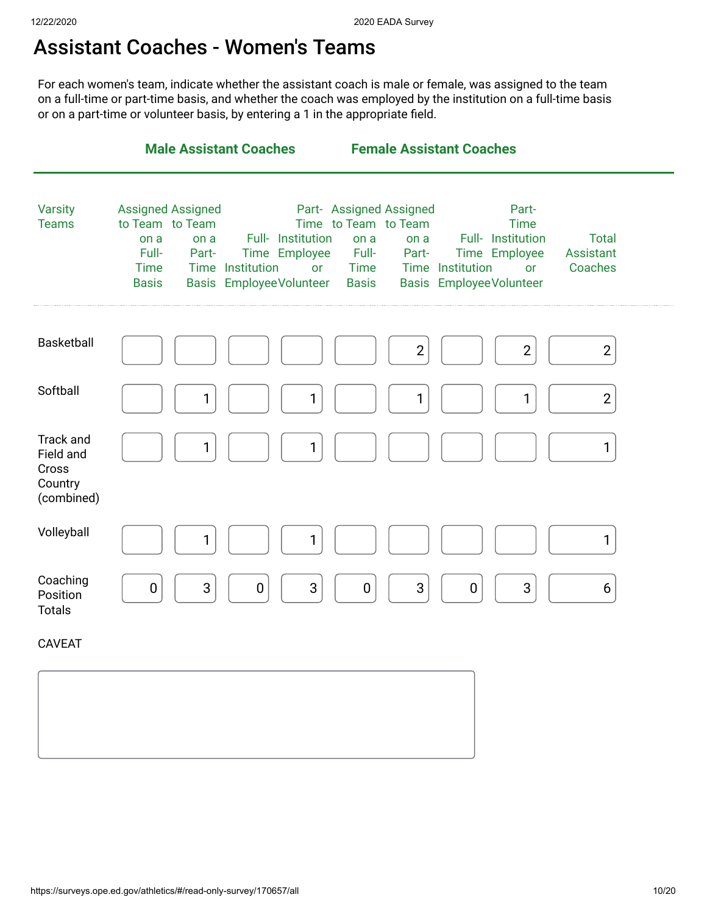# Assistant Coaches - Women's Teams

For each women's team, indicate whether the assistant coach is male or female, was assigned to the team on a full-time or part-time basis, and whether the coach was employed by the institution on a full-time basis or on a part-time or volunteer basis, by entering a 1 in the appropriate field.

| | Male Assistant Coaches | | | | Female Assistant Coaches | | | | |
|---|---|---|---|---|---|---|---|---|---|
| Varsity Teams | Assigned to Team on a Full-Time Basis | Assigned to Team on a Part-Time Basis | Full-Time Institution Employee | Part-Time Institution Employee or Volunteer | Assigned to Team on a Full-Time Basis | Assigned to Team on a Part-Time Basis | Full-Time Institution Employee | Part-Time Institution Employee or Volunteer | Total Assistant Coaches |
| Basketball | | | | | | 2 | | 2 | 2 |
| Softball | | 1 | | 1 | | 1 | | 1 | 2 |
| Track and Field and Cross Country (combined) | | 1 | | 1 | | | | | 1 |
| Volleyball | | 1 | | 1 | | | | | 1 |
| Coaching Position Totals | 0 | 3 | 0 | 3 | 0 | 3 | 0 | 3 | 6 |

CAVEAT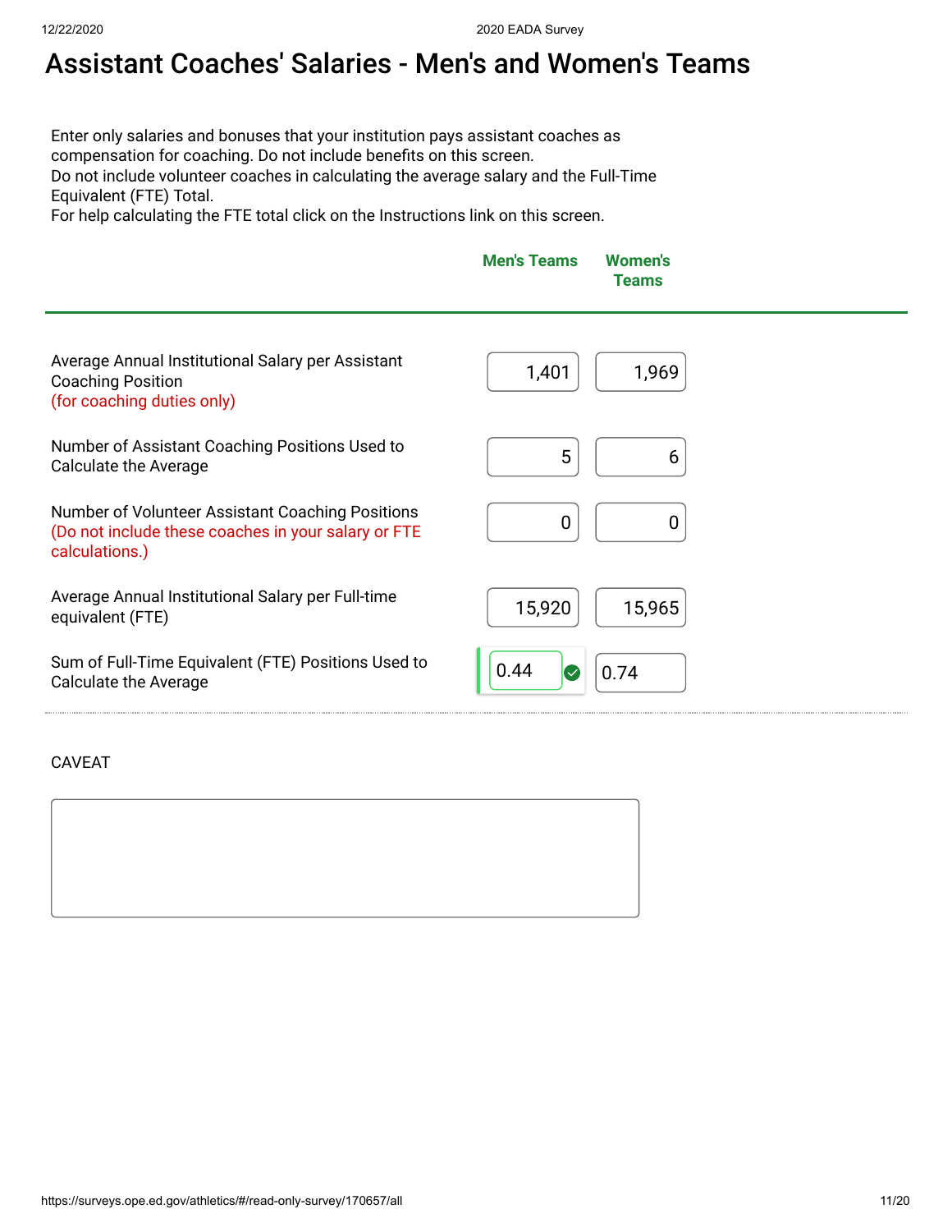# Assistant Coaches' Salaries - Men's and Women's Teams

Enter only salaries and bonuses that your institution pays assistant coaches as compensation for coaching. Do not include benefits on this screen.
Do not include volunteer coaches in calculating the average salary and the Full-Time Equivalent (FTE) Total.
For help calculating the FTE total click on the Instructions link on this screen.

| | Men's Teams | Women's Teams |
|---|---|---|
| Average Annual Institutional Salary per Assistant Coaching Position (for coaching duties only) | 1,401 | 1,969 |
| Number of Assistant Coaching Positions Used to Calculate the Average | 5 | 6 |
| Number of Volunteer Assistant Coaching Positions (Do not include these coaches in your salary or FTE calculations.) | 0 | 0 |
| Average Annual Institutional Salary per Full-time equivalent (FTE) | 15,920 | 15,965 |
| Sum of Full-Time Equivalent (FTE) Positions Used to Calculate the Average | 0.44 | 0.74 |

CAVEAT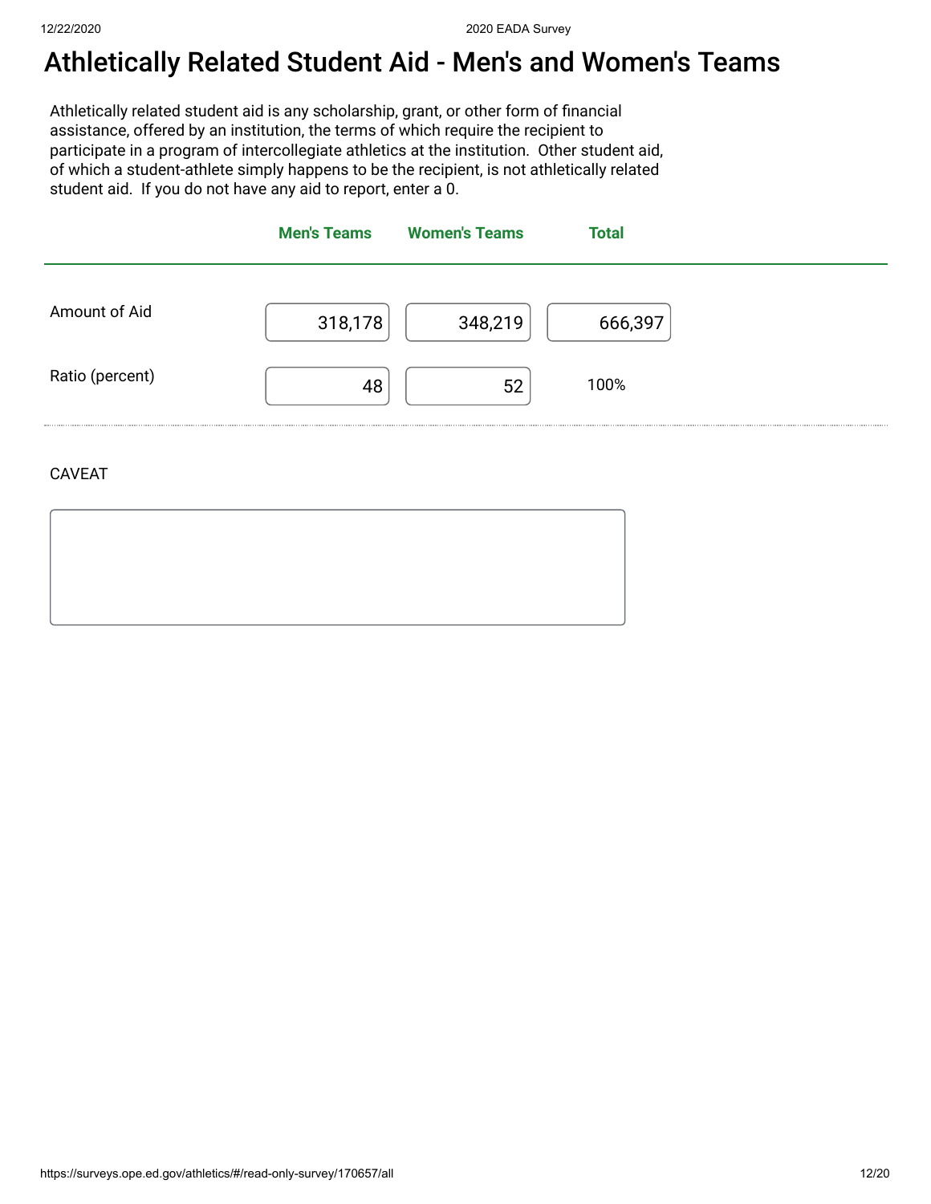# Athletically Related Student Aid - Men's and Women's Teams

Athletically related student aid is any scholarship, grant, or other form of financial assistance, offered by an institution, the terms of which require the recipient to participate in a program of intercollegiate athletics at the institution. Other student aid, of which a student-athlete simply happens to be the recipient, is not athletically related student aid. If you do not have any aid to report, enter a 0.

| | Men's Teams | Women's Teams | Total |
|---|---|---|---|
| Amount of Aid | 318,178 | 348,219 | 666,397 |
| Ratio (percent) | 48 | 52 | 100% |

CAVEAT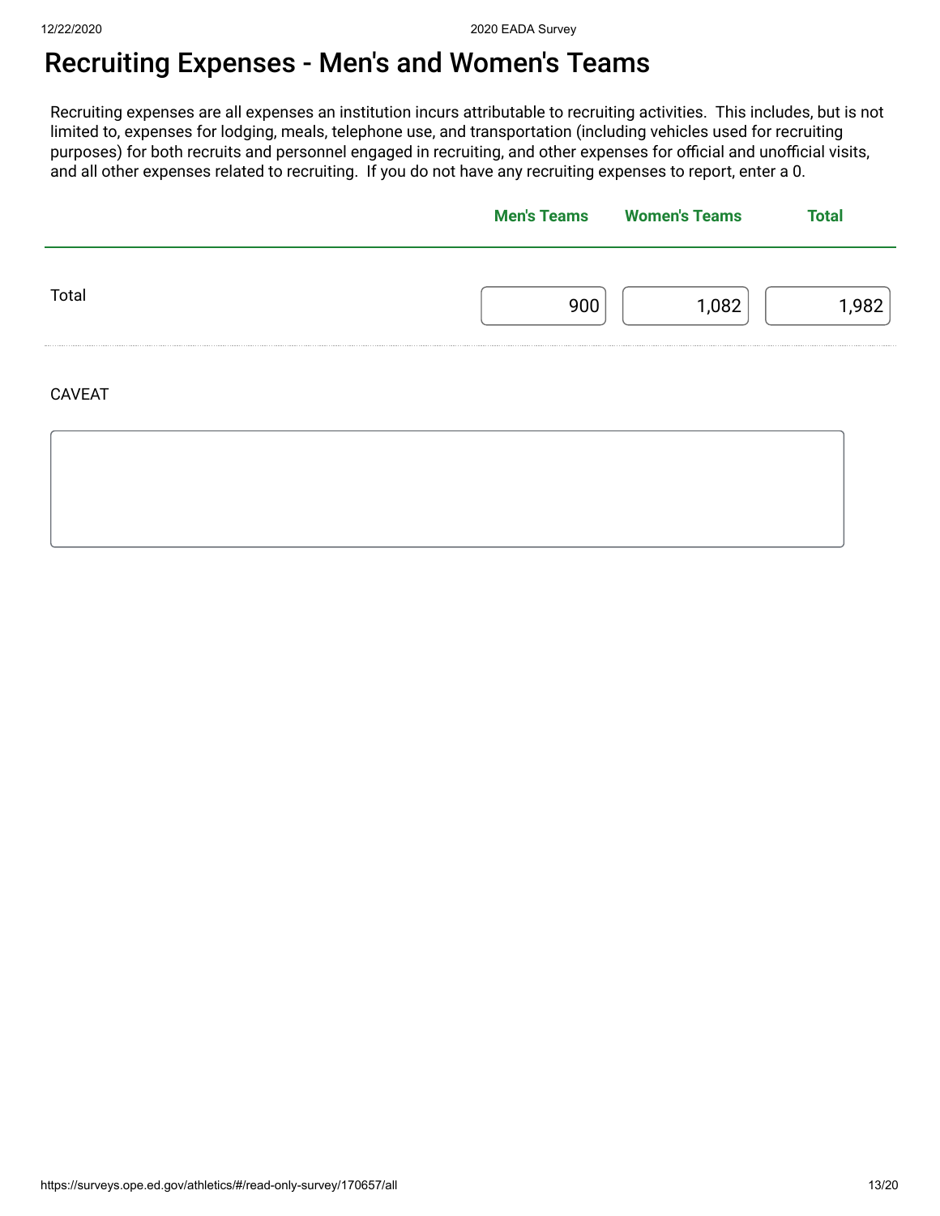# Recruiting Expenses - Men's and Women's Teams

Recruiting expenses are all expenses an institution incurs attributable to recruiting activities. This includes, but is not limited to, expenses for lodging, meals, telephone use, and transportation (including vehicles used for recruiting purposes) for both recruits and personnel engaged in recruiting, and other expenses for official and unofficial visits, and all other expenses related to recruiting. If you do not have any recruiting expenses to report, enter a 0.

| | Men's Teams | Women's Teams | Total |
|---|---|---|---|
| Total | 900 | 1,082 | 1,982 |

CAVEAT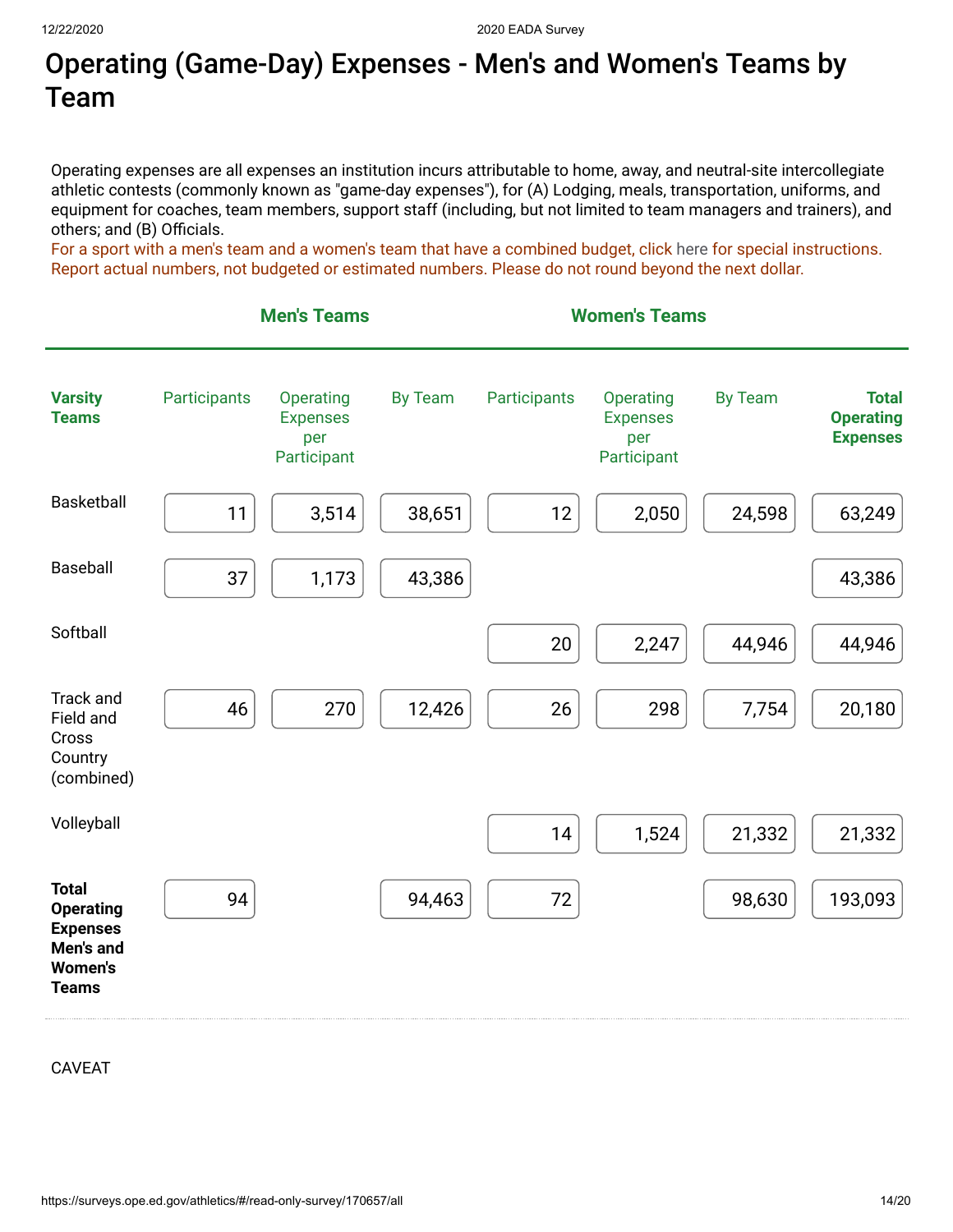# Operating (Game-Day) Expenses - Men's and Women's Teams by Team

Operating expenses are all expenses an institution incurs attributable to home, away, and neutral-site intercollegiate athletic contests (commonly known as "game-day expenses"), for (A) Lodging, meals, transportation, uniforms, and equipment for coaches, team members, support staff (including, but not limited to team managers and trainers), and others; and (B) Officials.

For a sport with a men's team and a women's team that have a combined budget, click here for special instructions. Report actual numbers, not budgeted or estimated numbers. Please do not round beyond the next dollar.

| | Men's Teams | | | Women's Teams | | | |
|---|---|---|---|---|---|---|---|
| **Varsity Teams** | Participants | Operating Expenses per Participant | By Team | Participants | Operating Expenses per Participant | By Team | **Total Operating Expenses** |
| Basketball | 11 | 3,514 | 38,651 | 12 | 2,050 | 24,598 | 63,249 |
| Baseball | 37 | 1,173 | 43,386 | | | | 43,386 |
| Softball | | | | 20 | 2,247 | 44,946 | 44,946 |
| Track and Field and Cross Country (combined) | 46 | 270 | 12,426 | 26 | 298 | 7,754 | 20,180 |
| Volleyball | | | | 14 | 1,524 | 21,332 | 21,332 |
| **Total Operating Expenses Men's and Women's Teams** | 94 | | 94,463 | 72 | | 98,630 | 193,093 |

CAVEAT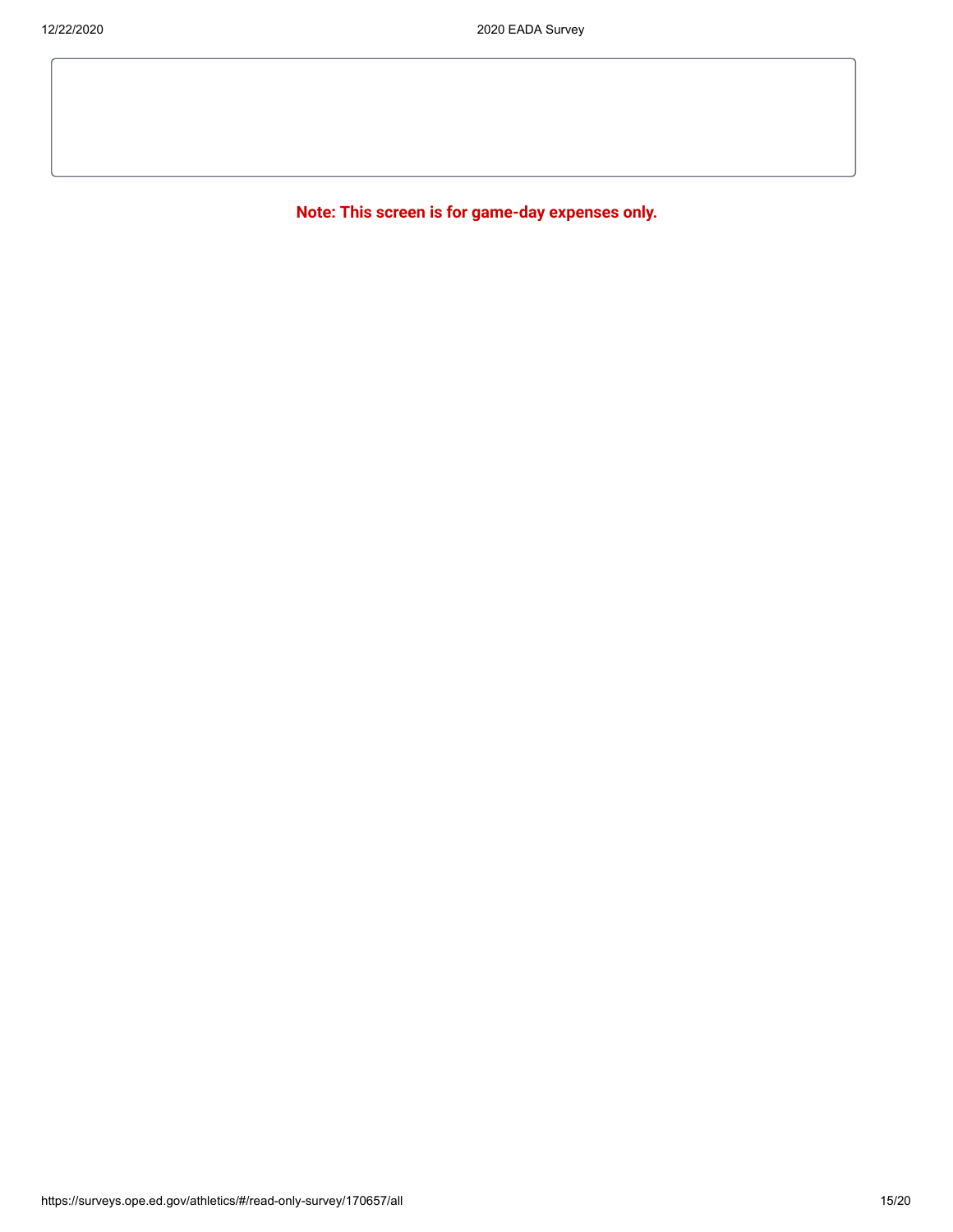**Note: This screen is for game-day expenses only.**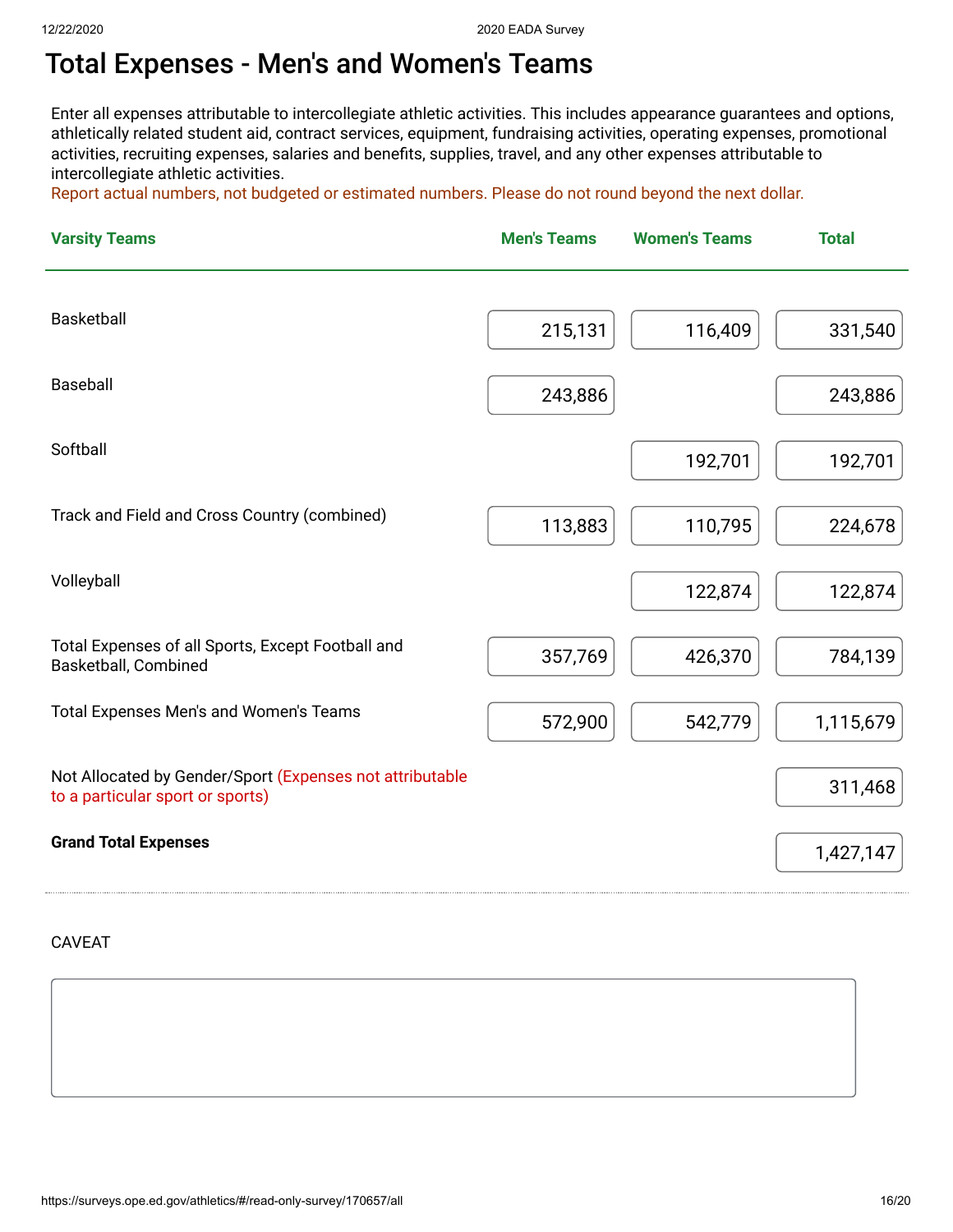# Total Expenses - Men's and Women's Teams

Enter all expenses attributable to intercollegiate athletic activities. This includes appearance guarantees and options, athletically related student aid, contract services, equipment, fundraising activities, operating expenses, promotional activities, recruiting expenses, salaries and benefits, supplies, travel, and any other expenses attributable to intercollegiate athletic activities.

Report actual numbers, not budgeted or estimated numbers. Please do not round beyond the next dollar.

| Varsity Teams | Men's Teams | Women's Teams | Total |
|---|---|---|---|
| Basketball | 215,131 | 116,409 | 331,540 |
| Baseball | 243,886 | | 243,886 |
| Softball | | 192,701 | 192,701 |
| Track and Field and Cross Country (combined) | 113,883 | 110,795 | 224,678 |
| Volleyball | | 122,874 | 122,874 |
| Total Expenses of all Sports, Except Football and Basketball, Combined | 357,769 | 426,370 | 784,139 |
| Total Expenses Men's and Women's Teams | 572,900 | 542,779 | 1,115,679 |
| Not Allocated by Gender/Sport (Expenses not attributable to a particular sport or sports) | | | 311,468 |
| **Grand Total Expenses** | | | 1,427,147 |

CAVEAT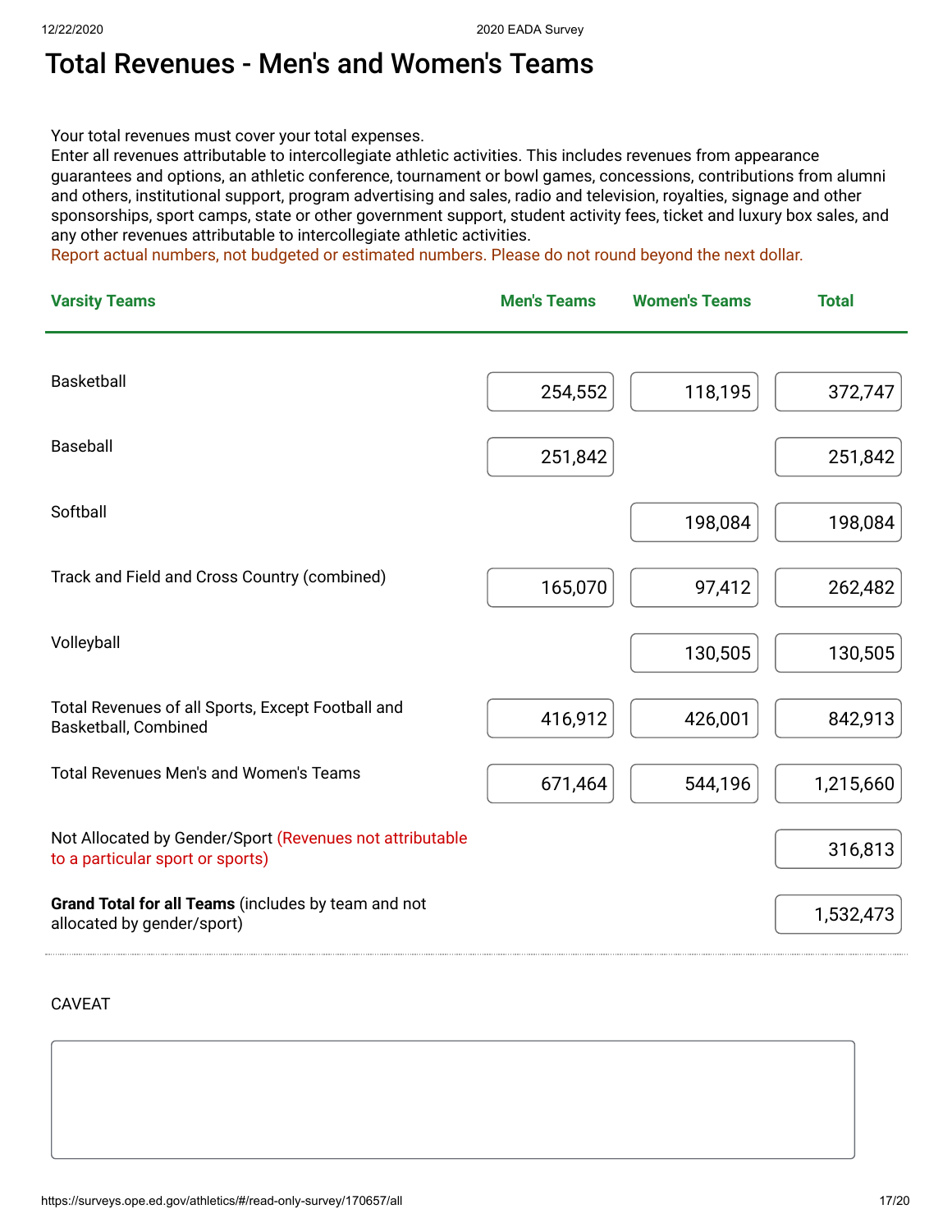# Total Revenues - Men's and Women's Teams

Your total revenues must cover your total expenses.
Enter all revenues attributable to intercollegiate athletic activities. This includes revenues from appearance guarantees and options, an athletic conference, tournament or bowl games, concessions, contributions from alumni and others, institutional support, program advertising and sales, radio and television, royalties, signage and other sponsorships, sport camps, state or other government support, student activity fees, ticket and luxury box sales, and any other revenues attributable to intercollegiate athletic activities.
Report actual numbers, not budgeted or estimated numbers. Please do not round beyond the next dollar.

| Varsity Teams | Men's Teams | Women's Teams | Total |
|---|---|---|---|
| Basketball | 254,552 | 118,195 | 372,747 |
| Baseball | 251,842 | | 251,842 |
| Softball | | 198,084 | 198,084 |
| Track and Field and Cross Country (combined) | 165,070 | 97,412 | 262,482 |
| Volleyball | | 130,505 | 130,505 |
| Total Revenues of all Sports, Except Football and Basketball, Combined | 416,912 | 426,001 | 842,913 |
| Total Revenues Men's and Women's Teams | 671,464 | 544,196 | 1,215,660 |
| Not Allocated by Gender/Sport (Revenues not attributable to a particular sport or sports) | | | 316,813 |
| **Grand Total for all Teams** (includes by team and not allocated by gender/sport) | | | 1,532,473 |

CAVEAT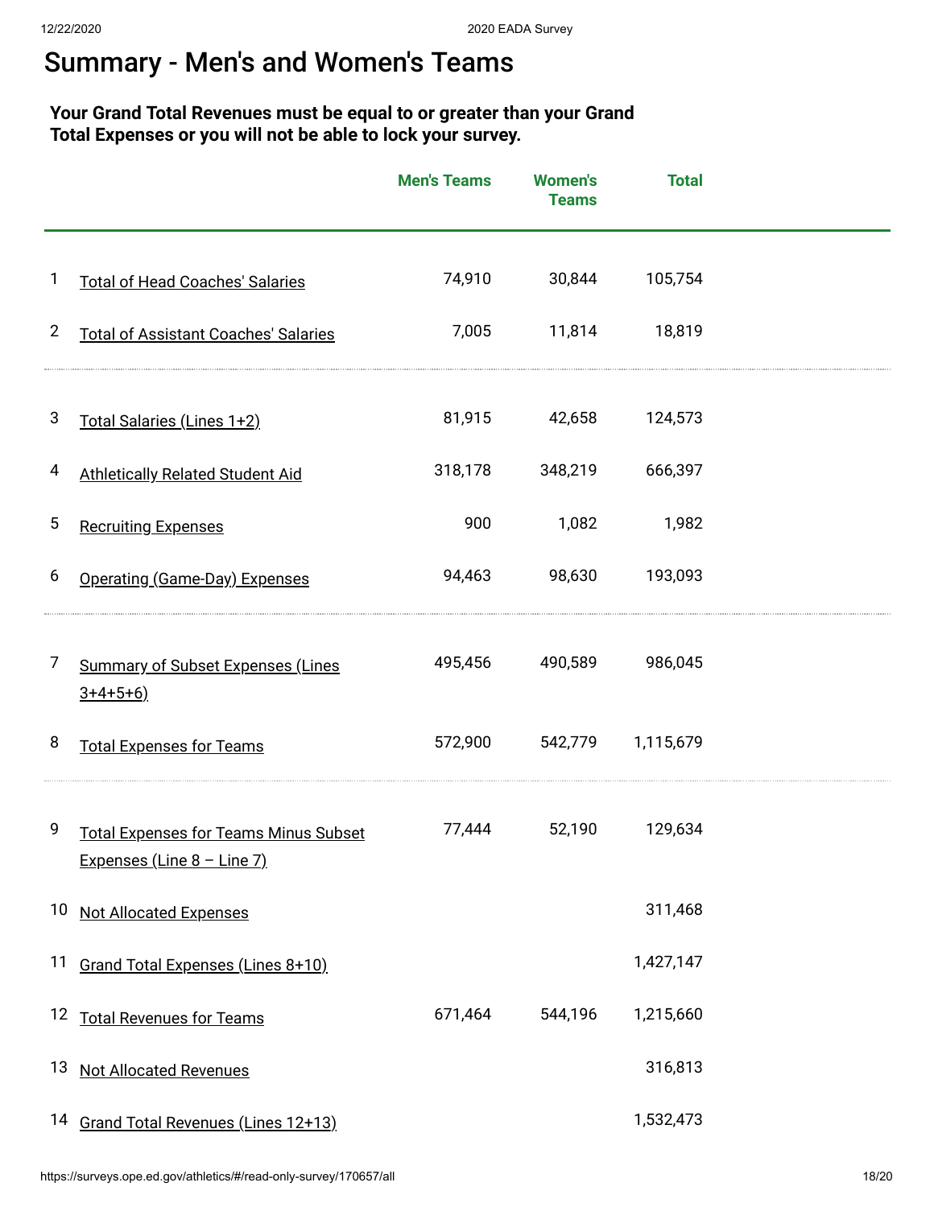# Summary - Men's and Women's Teams

**Your Grand Total Revenues must be equal to or greater than your Grand Total Expenses or you will not be able to lock your survey.**

| | | Men's Teams | Women's Teams | Total |
|---|---|---|---|---|
| 1 | Total of Head Coaches' Salaries | 74,910 | 30,844 | 105,754 |
| 2 | Total of Assistant Coaches' Salaries | 7,005 | 11,814 | 18,819 |
| 3 | Total Salaries (Lines 1+2) | 81,915 | 42,658 | 124,573 |
| 4 | Athletically Related Student Aid | 318,178 | 348,219 | 666,397 |
| 5 | Recruiting Expenses | 900 | 1,082 | 1,982 |
| 6 | Operating (Game-Day) Expenses | 94,463 | 98,630 | 193,093 |
| 7 | Summary of Subset Expenses (Lines 3+4+5+6) | 495,456 | 490,589 | 986,045 |
| 8 | Total Expenses for Teams | 572,900 | 542,779 | 1,115,679 |
| 9 | Total Expenses for Teams Minus Subset Expenses (Line 8 – Line 7) | 77,444 | 52,190 | 129,634 |
| 10 | Not Allocated Expenses | | | 311,468 |
| 11 | Grand Total Expenses (Lines 8+10) | | | 1,427,147 |
| 12 | Total Revenues for Teams | 671,464 | 544,196 | 1,215,660 |
| 13 | Not Allocated Revenues | | | 316,813 |
| 14 | Grand Total Revenues (Lines 12+13) | | | 1,532,473 |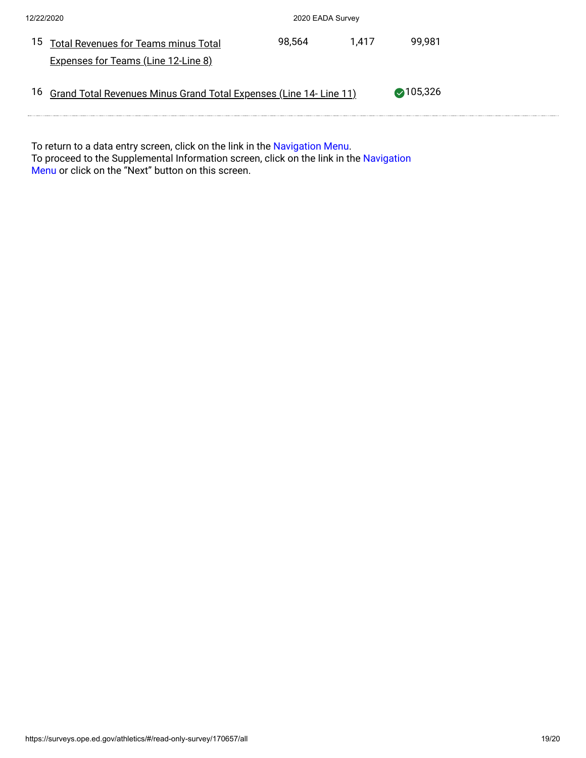| | | | | |
|---|---|---|---|---|
| 15 | Total Revenues for Teams minus Total Expenses for Teams (Line 12-Line 8) | 98,564 | 1,417 | 99,981 |
| 16 | Grand Total Revenues Minus Grand Total Expenses (Line 14- Line 11) | | | 105,326 |

To return to a data entry screen, click on the link in the Navigation Menu.
To proceed to the Supplemental Information screen, click on the link in the Navigation Menu or click on the “Next” button on this screen.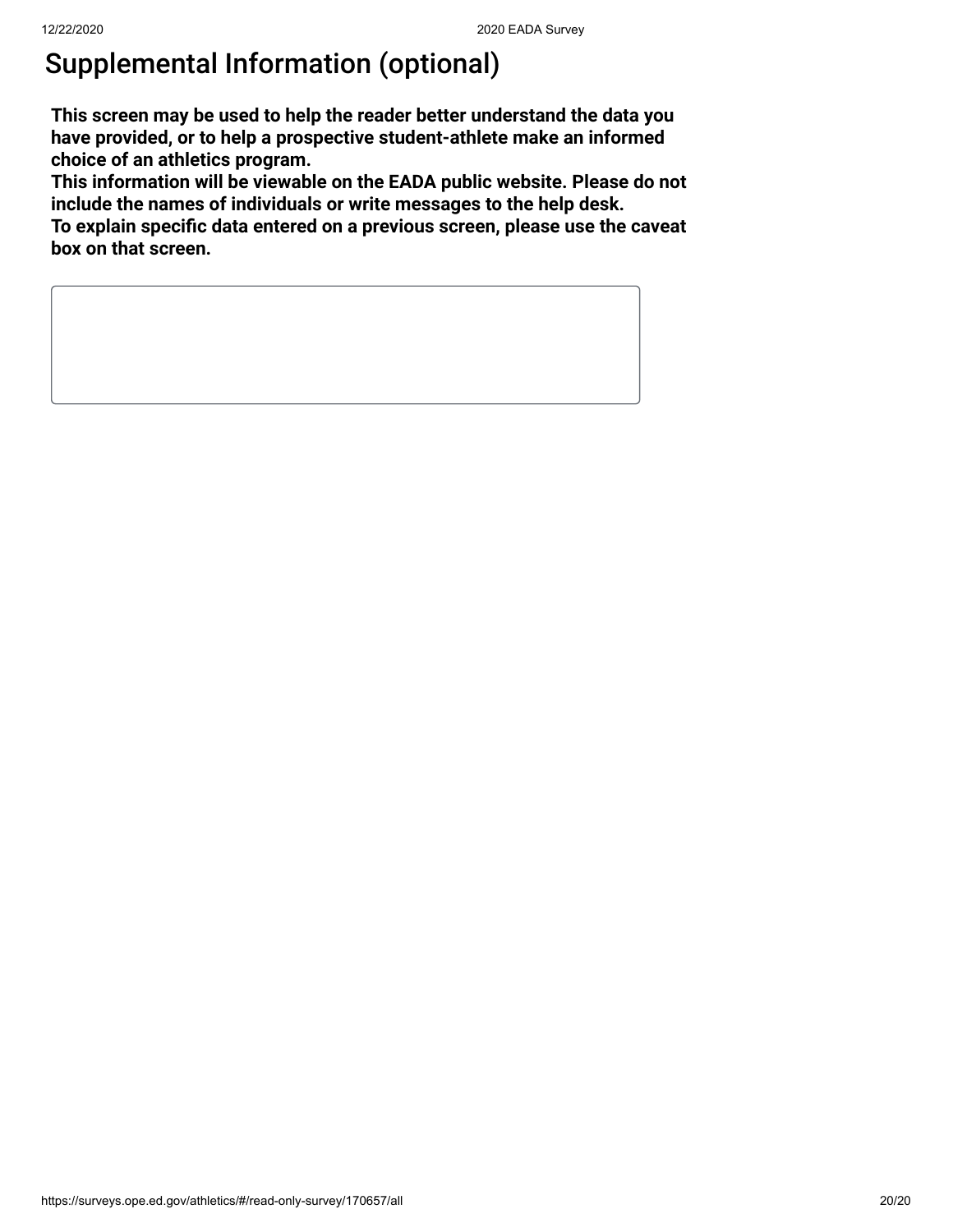# Supplemental Information (optional)

**This screen may be used to help the reader better understand the data you have provided, or to help a prospective student-athlete make an informed choice of an athletics program.**
**This information will be viewable on the EADA public website. Please do not include the names of individuals or write messages to the help desk.**
**To explain specific data entered on a previous screen, please use the caveat box on that screen.**